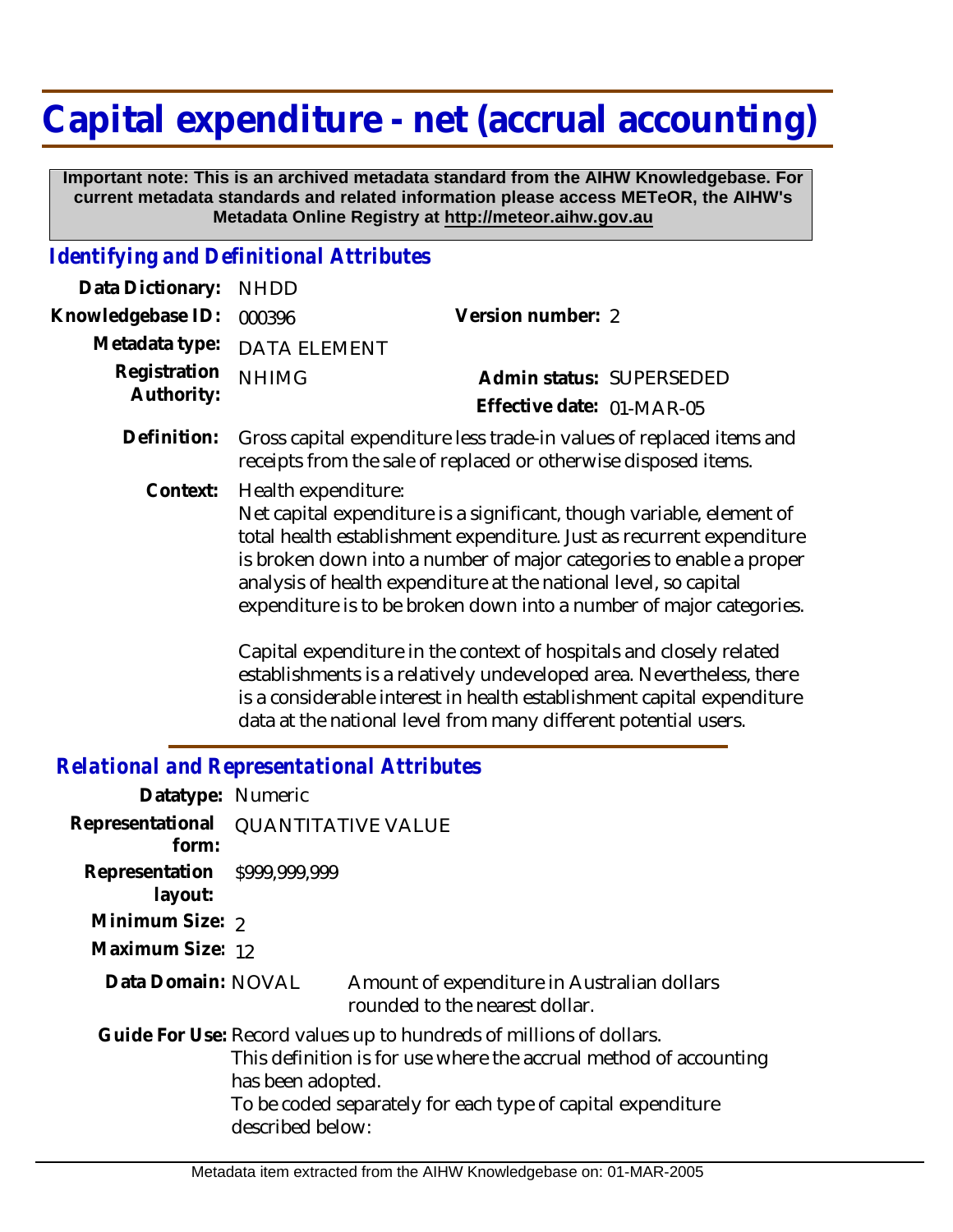# Capital expenditure - net (accrual accounting)

**Important note: This is an archived metadata standard from the AIHW Knowledgebase. For current metadata standards and related information please access METeOR, the AIHW's Metadata Online Registry at http://meteor.aihw.gov.au**

## *Identifying and Definitional Attributes*

**Data Dictionary:** NHDD

**Knowledgebase ID:** 000396 **Version number:** 2

**Metadata type:** DATA ELEMENT

**Registration Authority:** NHIMG **Admin status:** SUPERSEDED

**Effective date:** 01-MAR-05

**Definition:** Gross capital expenditure less trade-in values of replaced items and receipts from the sale of replaced or otherwise disposed items.

**Context:** Health expenditure:
Net capital expenditure is a significant, though variable, element of total health establishment expenditure. Just as recurrent expenditure is broken down into a number of major categories to enable a proper analysis of health expenditure at the national level, so capital expenditure is to be broken down into a number of major categories.

Capital expenditure in the context of hospitals and closely related establishments is a relatively undeveloped area. Nevertheless, there is a considerable interest in health establishment capital expenditure data at the national level from many different potential users.

## *Relational and Representational Attributes*

**Datatype:** Numeric

**Representational form:** QUANTITATIVE VALUE

**Representation layout:** $999,999,999

**Minimum Size:** 2

**Maximum Size:** 12

**Data Domain:** NOVAL Amount of expenditure in Australian dollars rounded to the nearest dollar.

**Guide For Use:** Record values up to hundreds of millions of dollars.
This definition is for use where the accrual method of accounting has been adopted.
To be coded separately for each type of capital expenditure described below: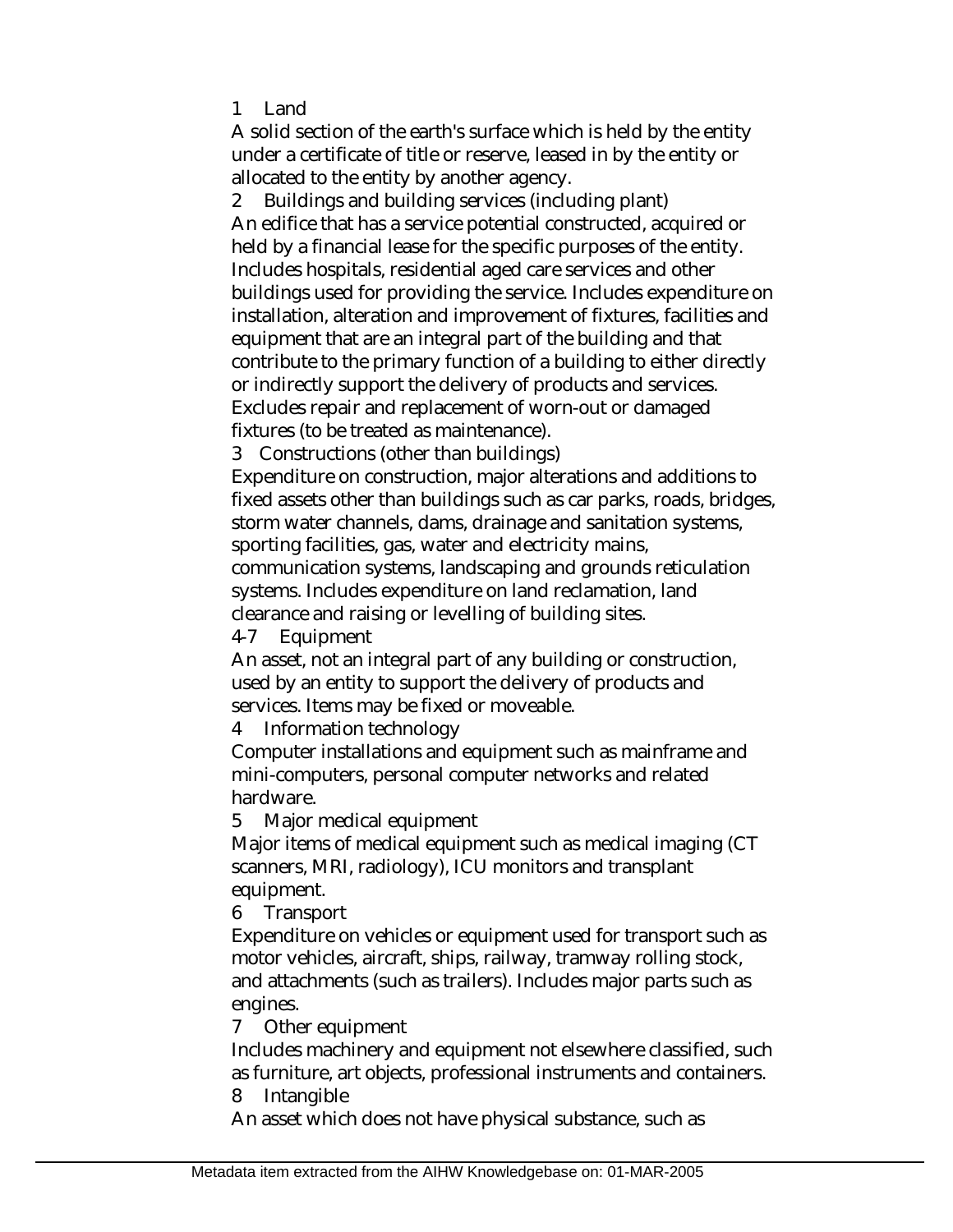1 Land

A solid section of the earth's surface which is held by the entity under a certificate of title or reserve, leased in by the entity or allocated to the entity by another agency.

2 Buildings and building services (including plant)

An edifice that has a service potential constructed, acquired or held by a financial lease for the specific purposes of the entity. Includes hospitals, residential aged care services and other buildings used for providing the service. Includes expenditure on installation, alteration and improvement of fixtures, facilities and equipment that are an integral part of the building and that contribute to the primary function of a building to either directly or indirectly support the delivery of products and services. Excludes repair and replacement of worn-out or damaged fixtures (to be treated as maintenance).

3 Constructions (other than buildings)

Expenditure on construction, major alterations and additions to fixed assets other than buildings such as car parks, roads, bridges, storm water channels, dams, drainage and sanitation systems, sporting facilities, gas, water and electricity mains, communication systems, landscaping and grounds reticulation systems. Includes expenditure on land reclamation, land clearance and raising or levelling of building sites.

4-7 Equipment

An asset, not an integral part of any building or construction, used by an entity to support the delivery of products and services. Items may be fixed or moveable.

4 Information technology

Computer installations and equipment such as mainframe and mini-computers, personal computer networks and related hardware.

5 Major medical equipment

Major items of medical equipment such as medical imaging (CT scanners, MRI, radiology), ICU monitors and transplant equipment.

6 Transport

Expenditure on vehicles or equipment used for transport such as motor vehicles, aircraft, ships, railway, tramway rolling stock, and attachments (such as trailers). Includes major parts such as engines.

7 Other equipment

Includes machinery and equipment not elsewhere classified, such as furniture, art objects, professional instruments and containers.

8 Intangible

An asset which does not have physical substance, such as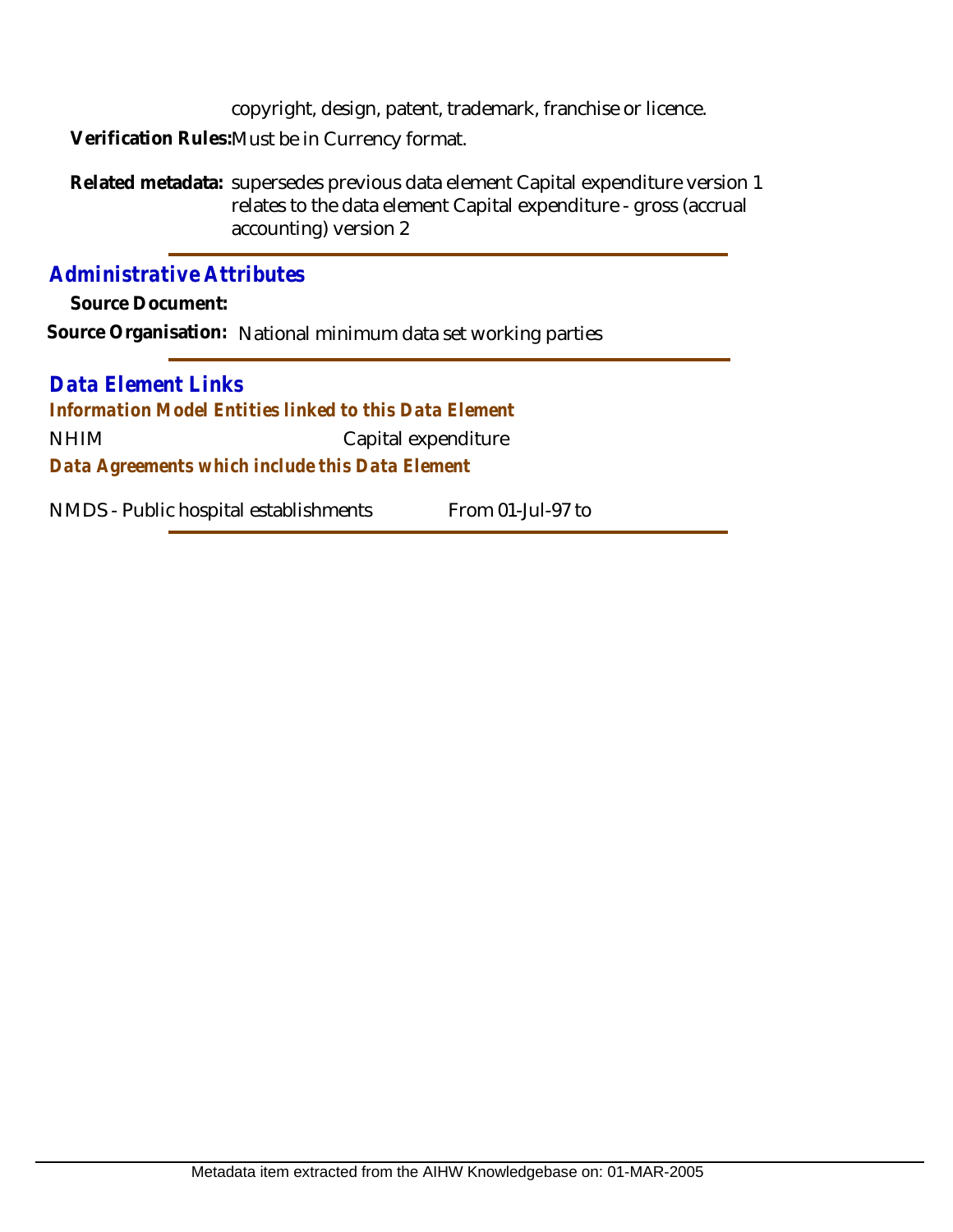copyright, design, patent, trademark, franchise or licence.

**Verification Rules:** Must be in Currency format.

**Related metadata:** supersedes previous data element Capital expenditure version 1
relates to the data element Capital expenditure - gross (accrual accounting) version 2

## Administrative Attributes

**Source Document:**

**Source Organisation:** National minimum data set working parties

## Data Element Links

### Information Model Entities linked to this Data Element

| | |
|---|---|
| NHIM | Capital expenditure |

### Data Agreements which include this Data Element

| | |
|---|---|
| NMDS - Public hospital establishments | From 01-Jul-97 to |

Metadata item extracted from the AIHW Knowledgebase on: 01-MAR-2005